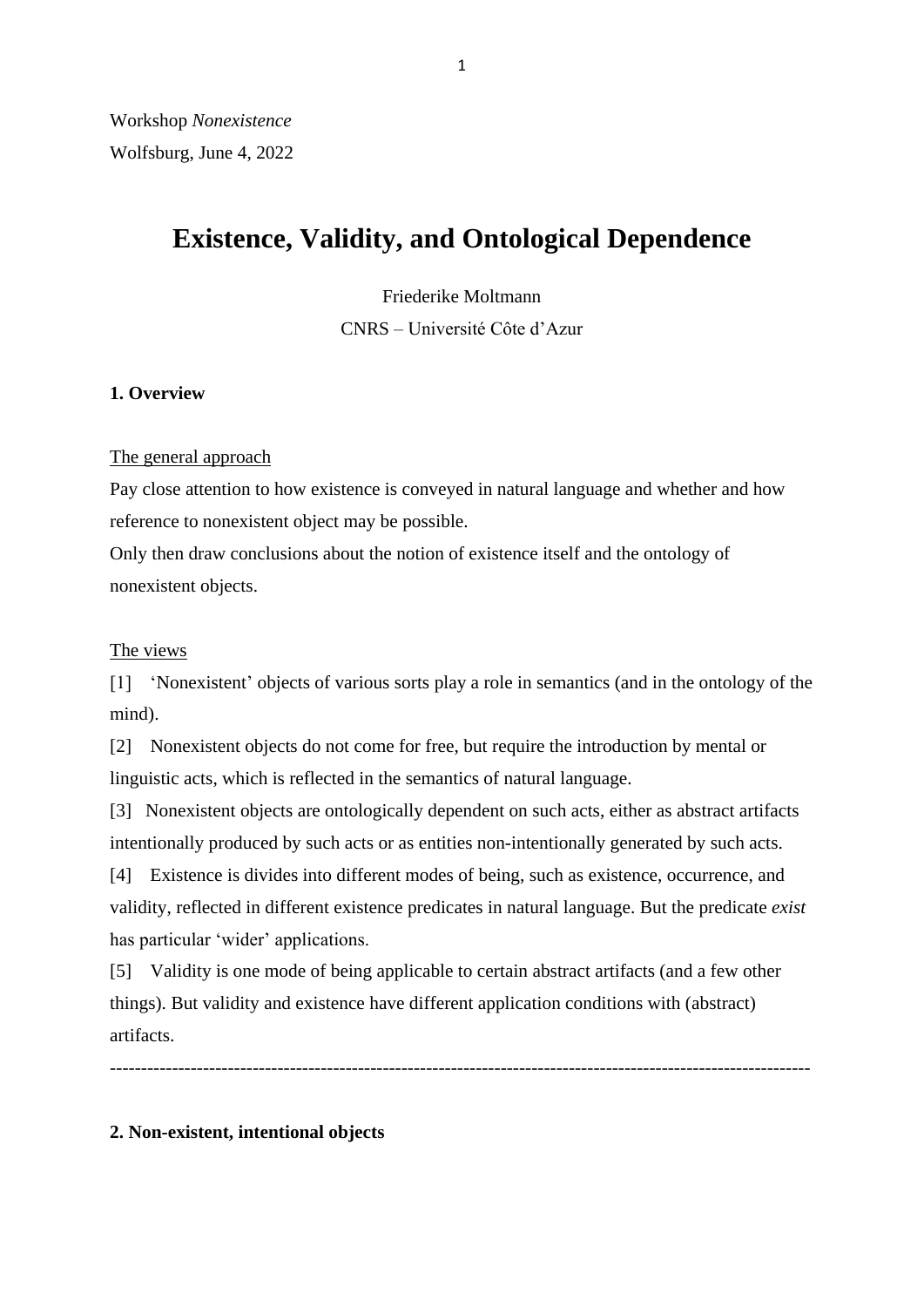Workshop *Nonexistence*
Wolfsburg, June 4, 2022

# Existence, Validity, and Ontological Dependence

Friederike Moltmann
CNRS – Université Côte d'Azur

## 1. Overview

<u>The general approach</u>

Pay close attention to how existence is conveyed in natural language and whether and how reference to nonexistent object may be possible.
Only then draw conclusions about the notion of existence itself and the ontology of nonexistent objects.

<u>The views</u>

[1] 'Nonexistent' objects of various sorts play a role in semantics (and in the ontology of the mind).

[2] Nonexistent objects do not come for free, but require the introduction by mental or linguistic acts, which is reflected in the semantics of natural language.

[3] Nonexistent objects are ontologically dependent on such acts, either as abstract artifacts intentionally produced by such acts or as entities non-intentionally generated by such acts.

[4] Existence is divides into different modes of being, such as existence, occurrence, and validity, reflected in different existence predicates in natural language. But the predicate *exist* has particular 'wider' applications.

[5] Validity is one mode of being applicable to certain abstract artifacts (and a few other things). But validity and existence have different application conditions with (abstract) artifacts.

---

## 2. Non-existent, intentional objects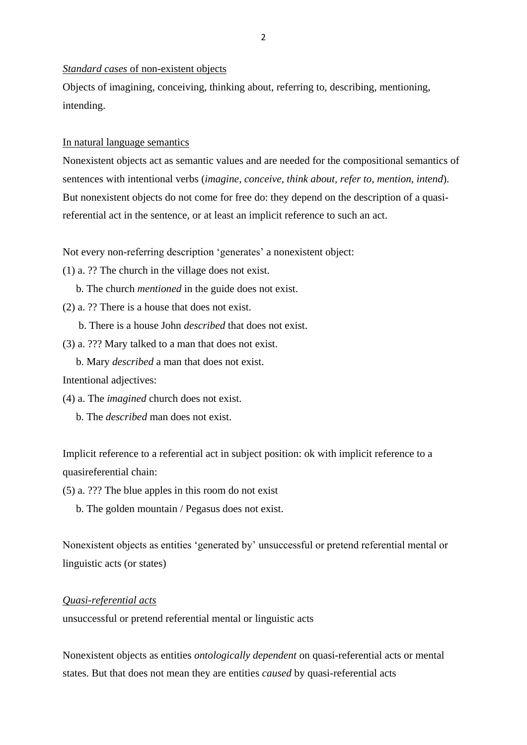<u>*Standard cases* of non-existent objects</u>

Objects of imagining, conceiving, thinking about, referring to, describing, mentioning, intending.

<u>In natural language semantics</u>

Nonexistent objects act as semantic values and are needed for the compositional semantics of sentences with intentional verbs (*imagine, conceive, think about, refer to, mention, intend*). But nonexistent objects do not come for free do: they depend on the description of a quasi-referential act in the sentence, or at least an implicit reference to such an act.

Not every non-referring description 'generates' a nonexistent object:

(1) a. ?? The church in the village does not exist.

b. The church *mentioned* in the guide does not exist.

(2) a. ?? There is a house that does not exist.

b. There is a house John *described* that does not exist.

(3) a. ??? Mary talked to a man that does not exist.

b. Mary *described* a man that does not exist.

Intentional adjectives:

(4) a. The *imagined* church does not exist.

b. The *described* man does not exist.

Implicit reference to a referential act in subject position: ok with implicit reference to a quasireferential chain:

(5) a. ??? The blue apples in this room do not exist

b. The golden mountain / Pegasus does not exist.

Nonexistent objects as entities 'generated by' unsuccessful or pretend referential mental or linguistic acts (or states)

<u>*Quasi-referential acts*</u>

unsuccessful or pretend referential mental or linguistic acts

Nonexistent objects as entities *ontologically dependent* on quasi-referential acts or mental states. But that does not mean they are entities *caused* by quasi-referential acts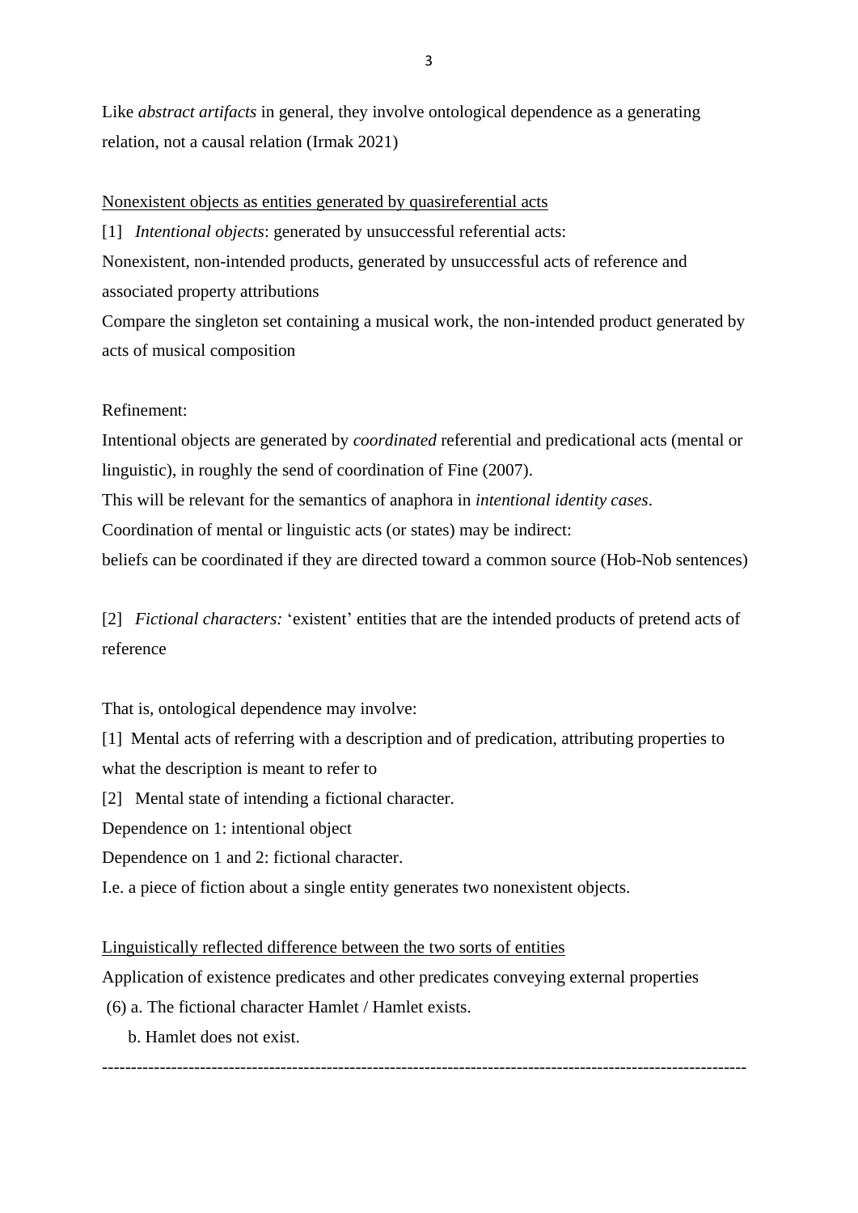Like *abstract artifacts* in general, they involve ontological dependence as a generating relation, not a causal relation (Irmak 2021)

<u>Nonexistent objects as entities generated by quasireferential acts</u>

[1] *Intentional objects*: generated by unsuccessful referential acts:

Nonexistent, non-intended products, generated by unsuccessful acts of reference and associated property attributions

Compare the singleton set containing a musical work, the non-intended product generated by acts of musical composition

Refinement:

Intentional objects are generated by *coordinated* referential and predicational acts (mental or linguistic), in roughly the send of coordination of Fine (2007).

This will be relevant for the semantics of anaphora in *intentional identity cases*.

Coordination of mental or linguistic acts (or states) may be indirect:

beliefs can be coordinated if they are directed toward a common source (Hob-Nob sentences)

[2] *Fictional characters:* 'existent' entities that are the intended products of pretend acts of reference

That is, ontological dependence may involve:

[1] Mental acts of referring with a description and of predication, attributing properties to what the description is meant to refer to

[2] Mental state of intending a fictional character.

Dependence on 1: intentional object

Dependence on 1 and 2: fictional character.

I.e. a piece of fiction about a single entity generates two nonexistent objects.

<u>Linguistically reflected difference between the two sorts of entities</u>

Application of existence predicates and other predicates conveying external properties

(6) a. The fictional character Hamlet / Hamlet exists.

b. Hamlet does not exist.

---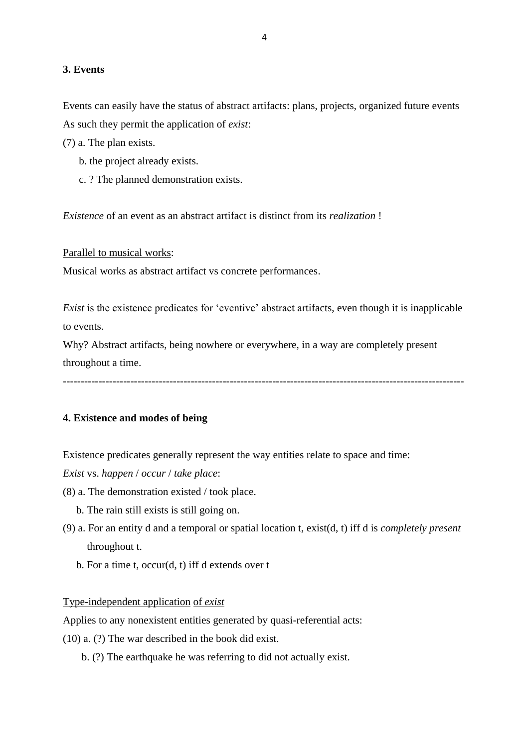### 3. Events

Events can easily have the status of abstract artifacts: plans, projects, organized future events As such they permit the application of *exist*:

(7) a. The plan exists.

b. the project already exists.

c. ? The planned demonstration exists.

*Existence* of an event as an abstract artifact is distinct from its *realization* !

<u>Parallel to musical works</u>:

Musical works as abstract artifact vs concrete performances.

*Exist* is the existence predicates for 'eventive' abstract artifacts, even though it is inapplicable to events.

Why? Abstract artifacts, being nowhere or everywhere, in a way are completely present throughout a time.

---

### 4. Existence and modes of being

Existence predicates generally represent the way entities relate to space and time:

*Exist* vs. *happen* / *occur* / *take place*:

(8) a. The demonstration existed / took place.

b. The rain still exists is still going on.

(9) a. For an entity d and a temporal or spatial location t, exist(d, t) iff d is *completely present* throughout t.

b. For a time t, occur(d, t) iff d extends over t

<u>Type-independent application</u> of *exist*

Applies to any nonexistent entities generated by quasi-referential acts:

(10) a. (?) The war described in the book did exist.

b. (?) The earthquake he was referring to did not actually exist.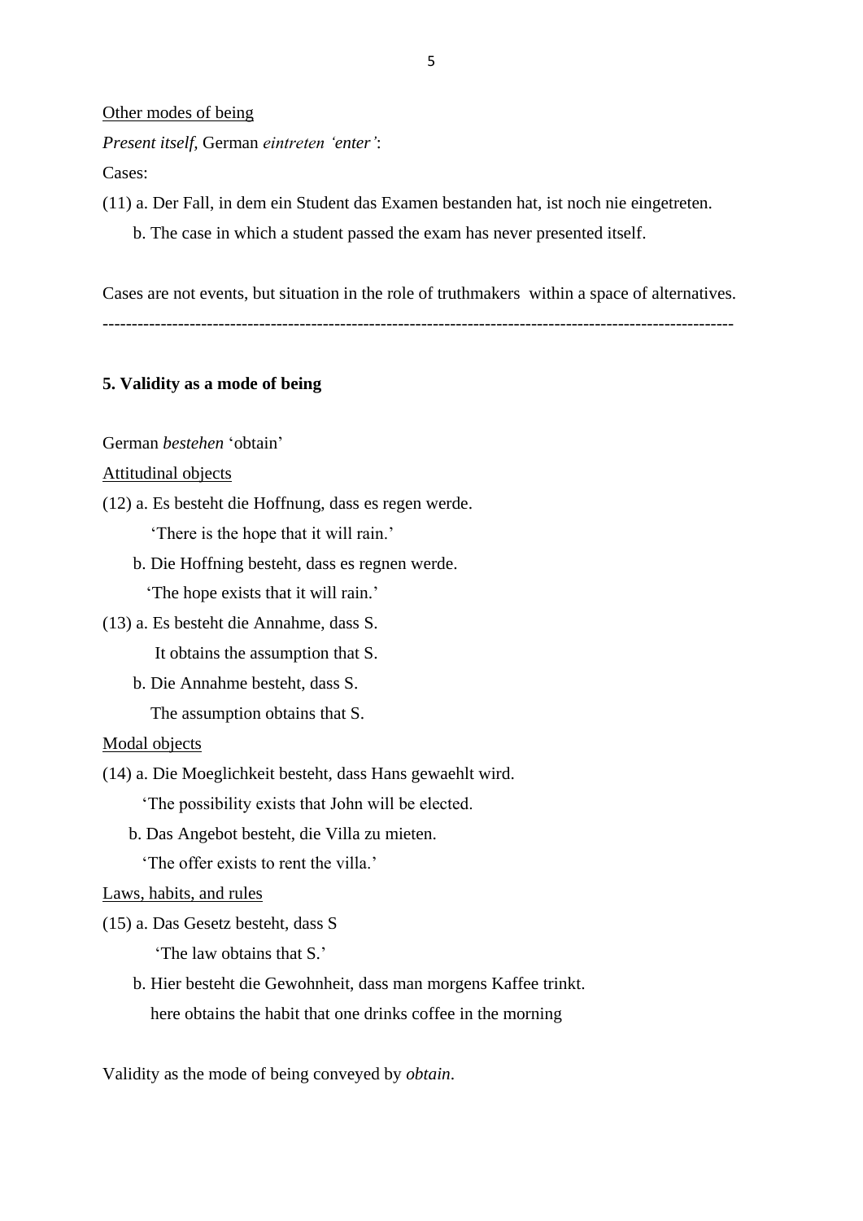<u>Other modes of being</u>

*Present itself,* German *eintreten 'enter'*:

Cases:

(11) a. Der Fall, in dem ein Student das Examen bestanden hat, ist noch nie eingetreten.

  b. The case in which a student passed the exam has never presented itself.

Cases are not events, but situation in the role of truthmakers within a space of alternatives.

---

**5. Validity as a mode of being**

German *bestehen* 'obtain'

<u>Attitudinal objects</u>

(12) a. Es besteht die Hoffnung, dass es regen werde.

   'There is the hope that it will rain.'

  b. Die Hoffning besteht, dass es regnen werde.

   'The hope exists that it will rain.'

(13) a. Es besteht die Annahme, dass S.

   It obtains the assumption that S.

  b. Die Annahme besteht, dass S.

   The assumption obtains that S.

<u>Modal objects</u>

(14) a. Die Moeglichkeit besteht, dass Hans gewaehlt wird.

   'The possibility exists that John will be elected.

  b. Das Angebot besteht, die Villa zu mieten.

   'The offer exists to rent the villa.'

<u>Laws, habits, and rules</u>

(15) a. Das Gesetz besteht, dass S

   'The law obtains that S.'

  b. Hier besteht die Gewohnheit, dass man morgens Kaffee trinkt.

   here obtains the habit that one drinks coffee in the morning

Validity as the mode of being conveyed by *obtain*.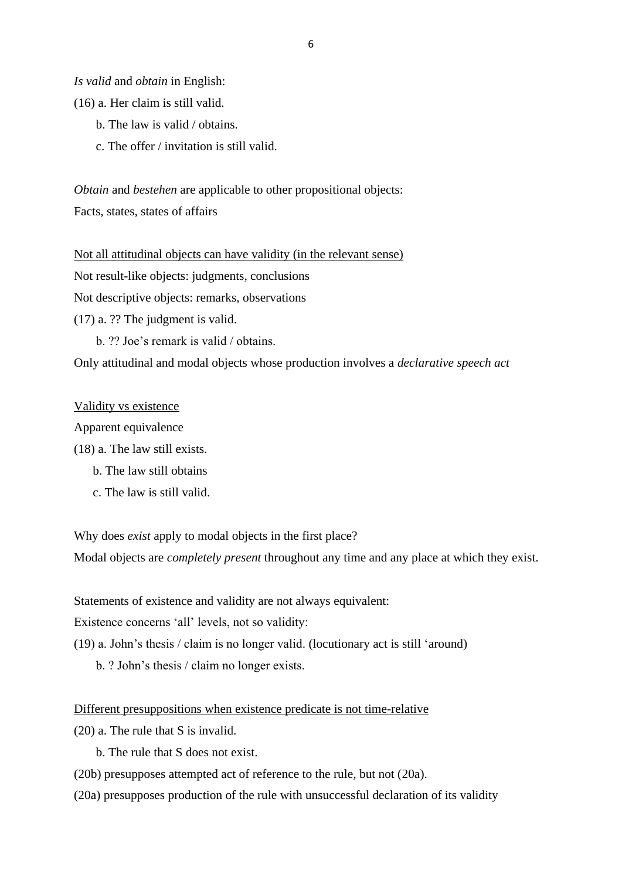*Is valid* and *obtain* in English:

(16) a. Her claim is still valid.

b. The law is valid / obtains.

c. The offer / invitation is still valid.

*Obtain* and *bestehen* are applicable to other propositional objects:

Facts, states, states of affairs

<u>Not all attitudinal objects can have validity (in the relevant sense)</u>

Not result-like objects: judgments, conclusions

Not descriptive objects: remarks, observations

(17) a. ?? The judgment is valid.

b. ?? Joe's remark is valid / obtains.

Only attitudinal and modal objects whose production involves a *declarative speech act*

<u>Validity vs existence</u>

Apparent equivalence

(18) a. The law still exists.

b. The law still obtains

c. The law is still valid.

Why does *exist* apply to modal objects in the first place?

Modal objects are *completely present* throughout any time and any place at which they exist.

Statements of existence and validity are not always equivalent:

Existence concerns 'all' levels, not so validity:

(19) a. John's thesis / claim is no longer valid. (locutionary act is still 'around)

b. ? John's thesis / claim no longer exists.

<u>Different presuppositions when existence predicate is not time-relative</u>

(20) a. The rule that S is invalid.

b. The rule that S does not exist.

(20b) presupposes attempted act of reference to the rule, but not (20a).

(20a) presupposes production of the rule with unsuccessful declaration of its validity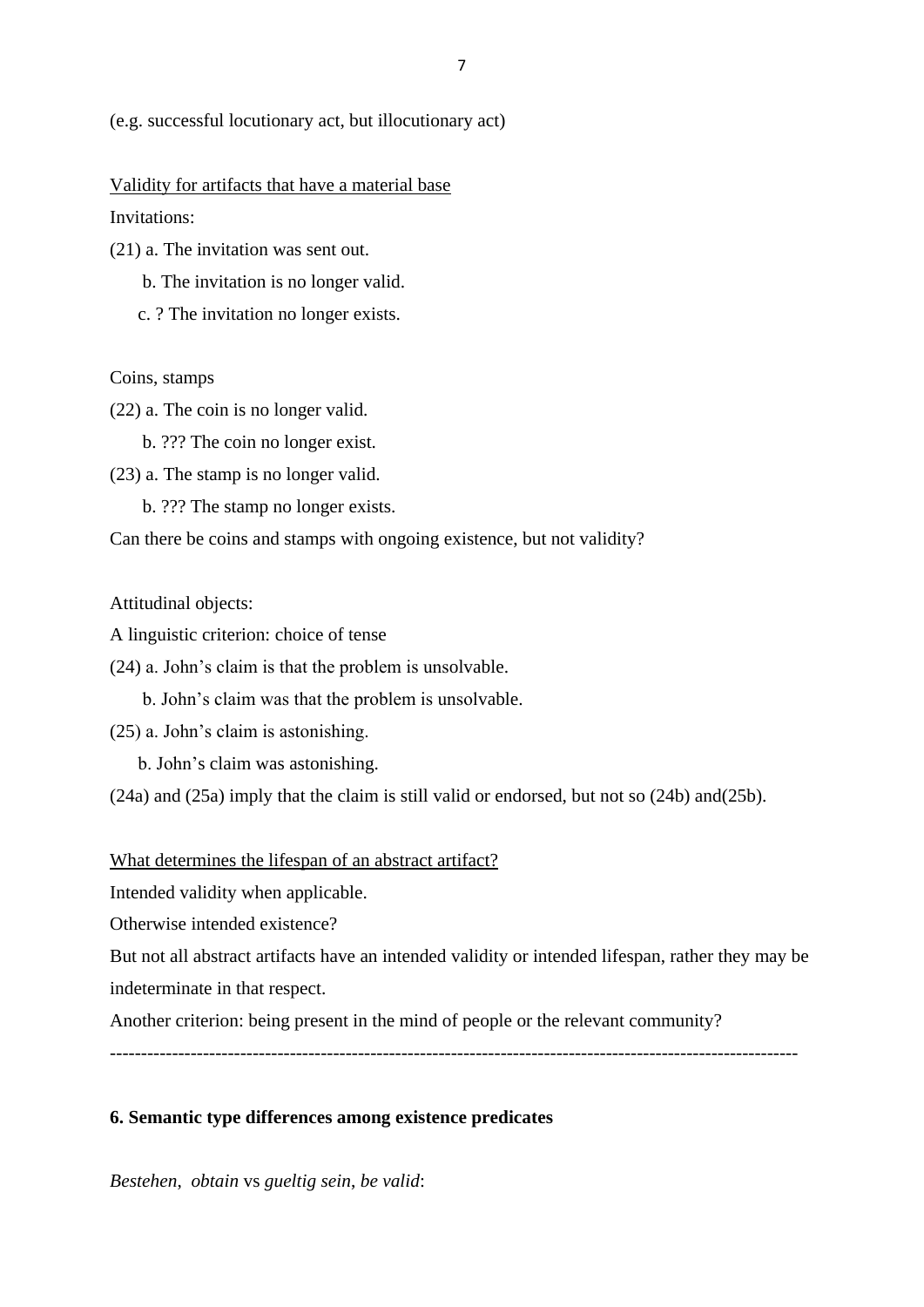(e.g. successful locutionary act, but illocutionary act)

<u>Validity for artifacts that have a material base</u>

Invitations:

(21) a. The invitation was sent out.

b. The invitation is no longer valid.

c. ? The invitation no longer exists.

Coins, stamps

(22) a. The coin is no longer valid.

b. ??? The coin no longer exist.

(23) a. The stamp is no longer valid.

b. ??? The stamp no longer exists.

Can there be coins and stamps with ongoing existence, but not validity?

Attitudinal objects:

A linguistic criterion: choice of tense

(24) a. John's claim is that the problem is unsolvable.

b. John's claim was that the problem is unsolvable.

(25) a. John's claim is astonishing.

b. John's claim was astonishing.

(24a) and (25a) imply that the claim is still valid or endorsed, but not so (24b) and(25b).

<u>What determines the lifespan of an abstract artifact?</u>

Intended validity when applicable.

Otherwise intended existence?

But not all abstract artifacts have an intended validity or intended lifespan, rather they may be indeterminate in that respect.

Another criterion: being present in the mind of people or the relevant community?

---

**6. Semantic type differences among existence predicates**

*Bestehen*, *obtain* vs *gueltig sein*, *be valid*: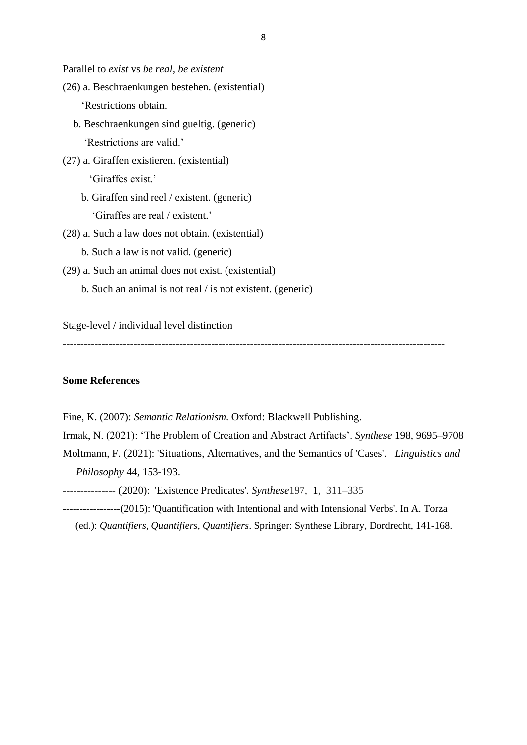Parallel to *exist* vs *be real, be existent*

(26) a. Beschraenkungen bestehen. (existential)

'Restrictions obtain.

b. Beschraenkungen sind gueltig. (generic)

'Restrictions are valid.'

(27) a. Giraffen existieren. (existential)

'Giraffes exist.'

b. Giraffen sind reel / existent. (generic)

'Giraffes are real / existent.'

(28) a. Such a law does not obtain. (existential)

b. Such a law is not valid. (generic)

(29) a. Such an animal does not exist. (existential)

b. Such an animal is not real / is not existent. (generic)

Stage-level / individual level distinction

---

**Some References**

Fine, K. (2007): *Semantic Relationism*. Oxford: Blackwell Publishing.

Irmak, N. (2021): 'The Problem of Creation and Abstract Artifacts'. *Synthese* 198, 9695–9708

Moltmann, F. (2021): 'Situations, Alternatives, and the Semantics of 'Cases'. *Linguistics and Philosophy* 44, 153-193.

--------------- (2020): 'Existence Predicates'. *Synthese*197, 1, 311–335

-----------------(2015): 'Quantification with Intentional and with Intensional Verbs'. In A. Torza (ed.): *Quantifiers, Quantifiers, Quantifiers*. Springer: Synthese Library, Dordrecht, 141-168.